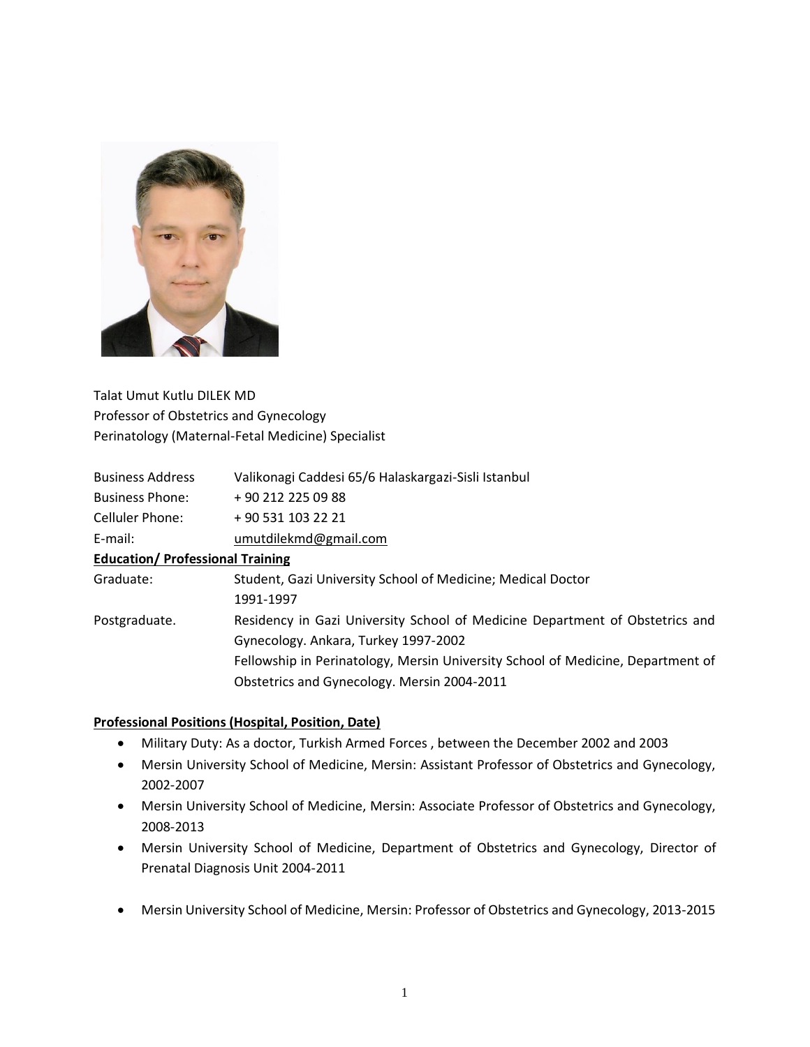Talat Umut Kutlu DILEK MD
Professor of Obstetrics and Gynecology
Perinatology (Maternal-Fetal Medicine) Specialist

| | |
|---|---|
| Business Address | Valikonagi Caddesi 65/6 Halaskargazi-Sisli Istanbul |
| Business Phone: | + 90 212 225 09 88 |
| Celluler Phone: | + 90 531 103 22 21 |
| E-mail: | umutdilekmd@gmail.com |

**Education/ Professional Training**

| | |
|---|---|
| Graduate: | Student, Gazi University School of Medicine; Medical Doctor 1991-1997 |
| Postgraduate. | Residency in Gazi University School of Medicine Department of Obstetrics and Gynecology. Ankara, Turkey 1997-2002<br>Fellowship in Perinatology, Mersin University School of Medicine, Department of Obstetrics and Gynecology. Mersin 2004-2011 |

**Professional Positions (Hospital, Position, Date)**

- Military Duty: As a doctor, Turkish Armed Forces , between the December 2002 and 2003
- Mersin University School of Medicine, Mersin: Assistant Professor of Obstetrics and Gynecology, 2002-2007
- Mersin University School of Medicine, Mersin: Associate Professor of Obstetrics and Gynecology, 2008-2013
- Mersin University School of Medicine, Department of Obstetrics and Gynecology, Director of Prenatal Diagnosis Unit 2004-2011
- Mersin University School of Medicine, Mersin: Professor of Obstetrics and Gynecology, 2013-2015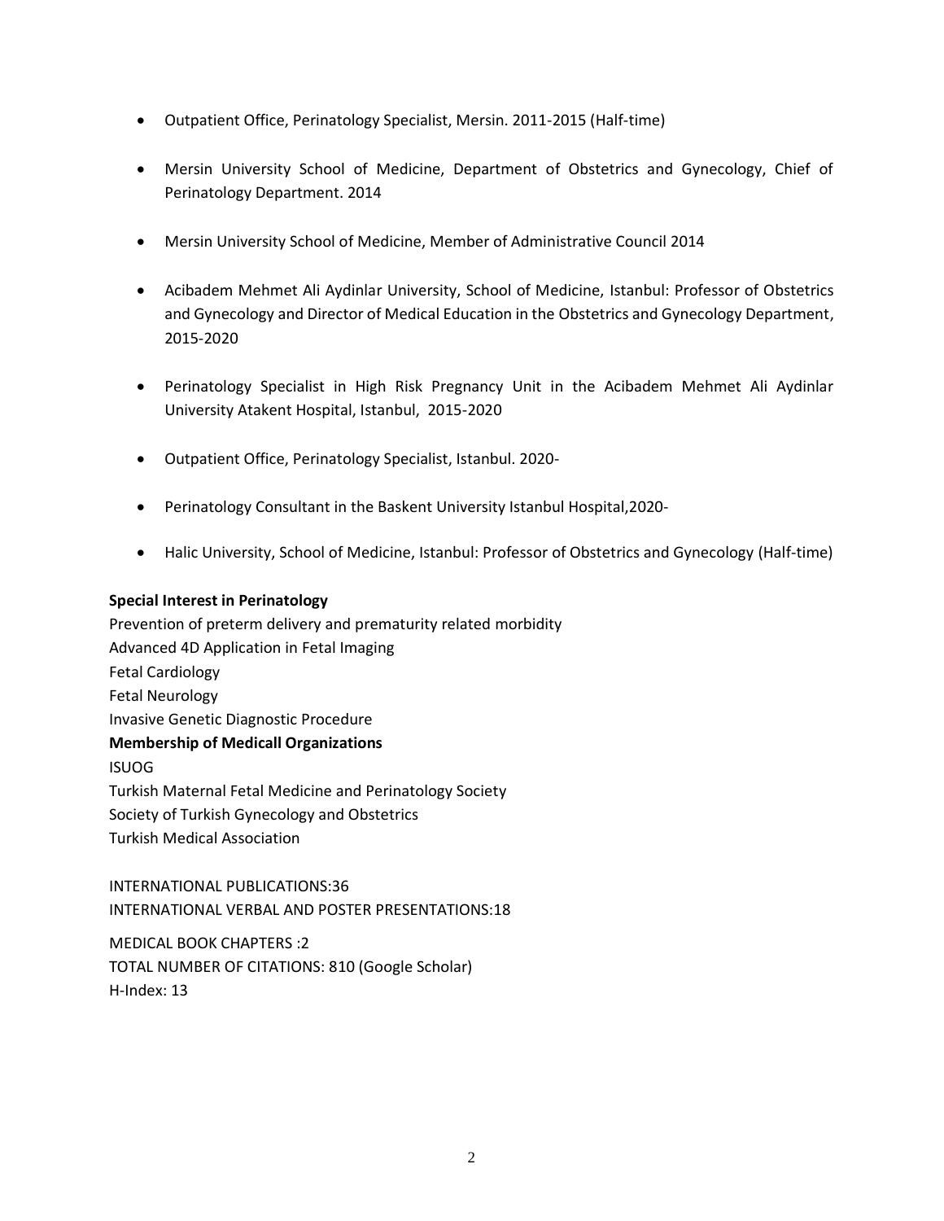- Outpatient Office, Perinatology Specialist, Mersin. 2011-2015 (Half-time)

- Mersin University School of Medicine, Department of Obstetrics and Gynecology, Chief of Perinatology Department. 2014

- Mersin University School of Medicine, Member of Administrative Council 2014

- Acibadem Mehmet Ali Aydinlar University, School of Medicine, Istanbul: Professor of Obstetrics and Gynecology and Director of Medical Education in the Obstetrics and Gynecology Department, 2015-2020

- Perinatology Specialist in High Risk Pregnancy Unit in the Acibadem Mehmet Ali Aydinlar University Atakent Hospital, Istanbul, 2015-2020

- Outpatient Office, Perinatology Specialist, Istanbul. 2020-

- Perinatology Consultant in the Baskent University Istanbul Hospital,2020-

- Halic University, School of Medicine, Istanbul: Professor of Obstetrics and Gynecology (Half-time)

**Special Interest in Perinatology**

Prevention of preterm delivery and prematurity related morbidity
Advanced 4D Application in Fetal Imaging
Fetal Cardiology
Fetal Neurology
Invasive Genetic Diagnostic Procedure

**Membership of Medicall Organizations**

ISUOG
Turkish Maternal Fetal Medicine and Perinatology Society
Society of Turkish Gynecology and Obstetrics
Turkish Medical Association

INTERNATIONAL PUBLICATIONS:36
INTERNATIONAL VERBAL AND POSTER PRESENTATIONS:18

MEDICAL BOOK CHAPTERS :2
TOTAL NUMBER OF CITATIONS: 810 (Google Scholar)
H-Index: 13